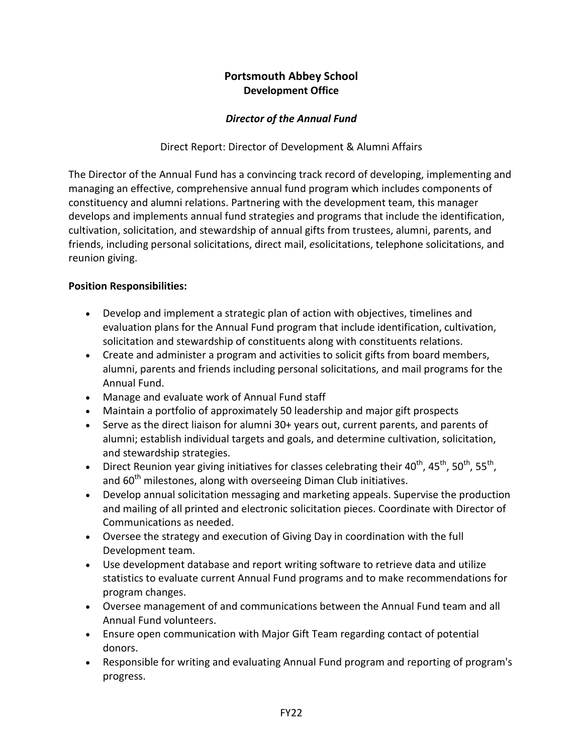# Portsmouth Abbey School
## Development Office

### *Director of the Annual Fund*

Direct Report: Director of Development & Alumni Affairs

The Director of the Annual Fund has a convincing track record of developing, implementing and managing an effective, comprehensive annual fund program which includes components of constituency and alumni relations. Partnering with the development team, this manager develops and implements annual fund strategies and programs that include the identification, cultivation, solicitation, and stewardship of annual gifts from trustees, alumni, parents, and friends, including personal solicitations, direct mail, *e*solicitations, telephone solicitations, and reunion giving.

**Position Responsibilities:**

- Develop and implement a strategic plan of action with objectives, timelines and evaluation plans for the Annual Fund program that include identification, cultivation, solicitation and stewardship of constituents along with constituents relations.
- Create and administer a program and activities to solicit gifts from board members, alumni, parents and friends including personal solicitations, and mail programs for the Annual Fund.
- Manage and evaluate work of Annual Fund staff
- Maintain a portfolio of approximately 50 leadership and major gift prospects
- Serve as the direct liaison for alumni 30+ years out, current parents, and parents of alumni; establish individual targets and goals, and determine cultivation, solicitation, and stewardship strategies.
- Direct Reunion year giving initiatives for classes celebrating their 40th, 45th, 50th, 55th, and 60th milestones, along with overseeing Diman Club initiatives.
- Develop annual solicitation messaging and marketing appeals. Supervise the production and mailing of all printed and electronic solicitation pieces. Coordinate with Director of Communications as needed.
- Oversee the strategy and execution of Giving Day in coordination with the full Development team.
- Use development database and report writing software to retrieve data and utilize statistics to evaluate current Annual Fund programs and to make recommendations for program changes.
- Oversee management of and communications between the Annual Fund team and all Annual Fund volunteers.
- Ensure open communication with Major Gift Team regarding contact of potential donors.
- Responsible for writing and evaluating Annual Fund program and reporting of program's progress.

FY22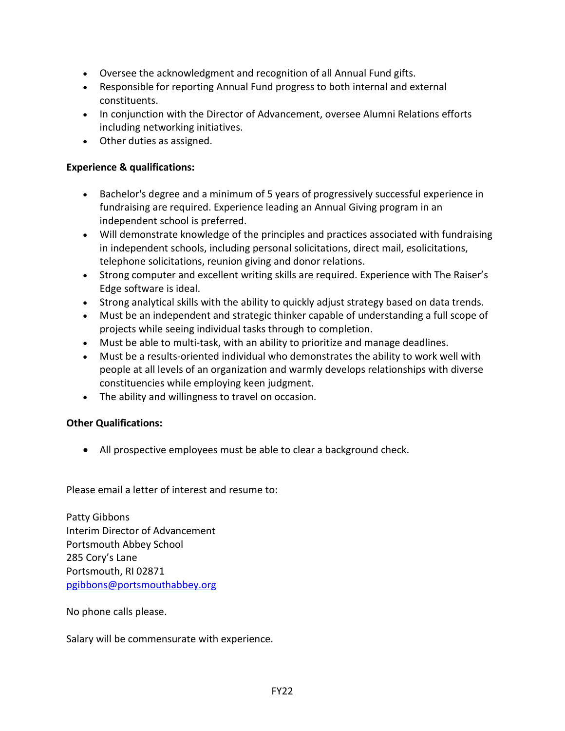- Oversee the acknowledgment and recognition of all Annual Fund gifts.
- Responsible for reporting Annual Fund progress to both internal and external constituents.
- In conjunction with the Director of Advancement, oversee Alumni Relations efforts including networking initiatives.
- Other duties as assigned.

**Experience & qualifications:**

- Bachelor's degree and a minimum of 5 years of progressively successful experience in fundraising are required. Experience leading an Annual Giving program in an independent school is preferred.
- Will demonstrate knowledge of the principles and practices associated with fundraising in independent schools, including personal solicitations, direct mail, *e*solicitations, telephone solicitations, reunion giving and donor relations.
- Strong computer and excellent writing skills are required. Experience with The Raiser's Edge software is ideal.
- Strong analytical skills with the ability to quickly adjust strategy based on data trends.
- Must be an independent and strategic thinker capable of understanding a full scope of projects while seeing individual tasks through to completion.
- Must be able to multi-task, with an ability to prioritize and manage deadlines.
- Must be a results-oriented individual who demonstrates the ability to work well with people at all levels of an organization and warmly develops relationships with diverse constituencies while employing keen judgment.
- The ability and willingness to travel on occasion.

**Other Qualifications:**

- All prospective employees must be able to clear a background check.

Please email a letter of interest and resume to:

Patty Gibbons
Interim Director of Advancement
Portsmouth Abbey School
285 Cory's Lane
Portsmouth, RI 02871
pgibbons@portsmouthabbey.org

No phone calls please.

Salary will be commensurate with experience.

FY22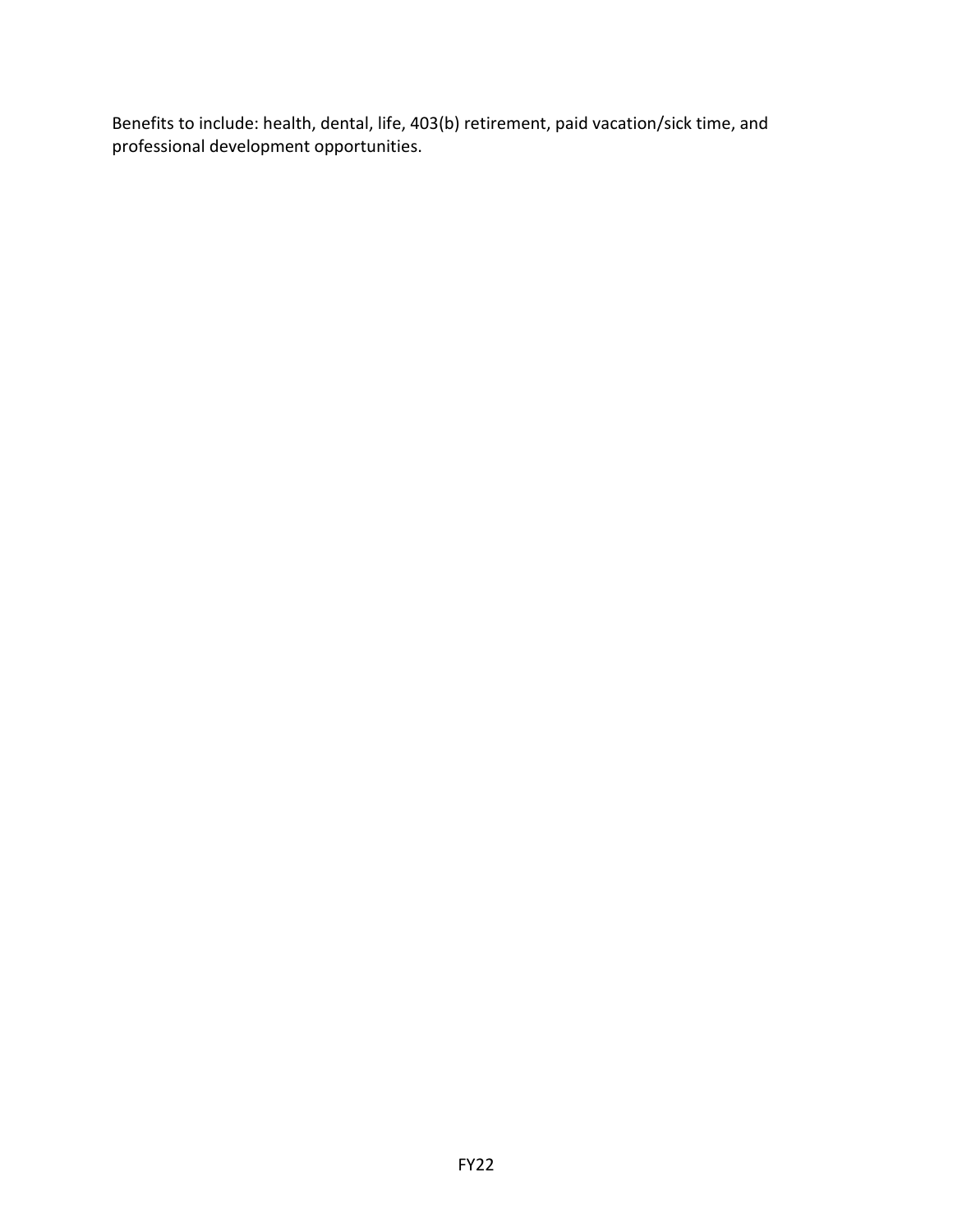Benefits to include: health, dental, life, 403(b) retirement, paid vacation/sick time, and professional development opportunities.